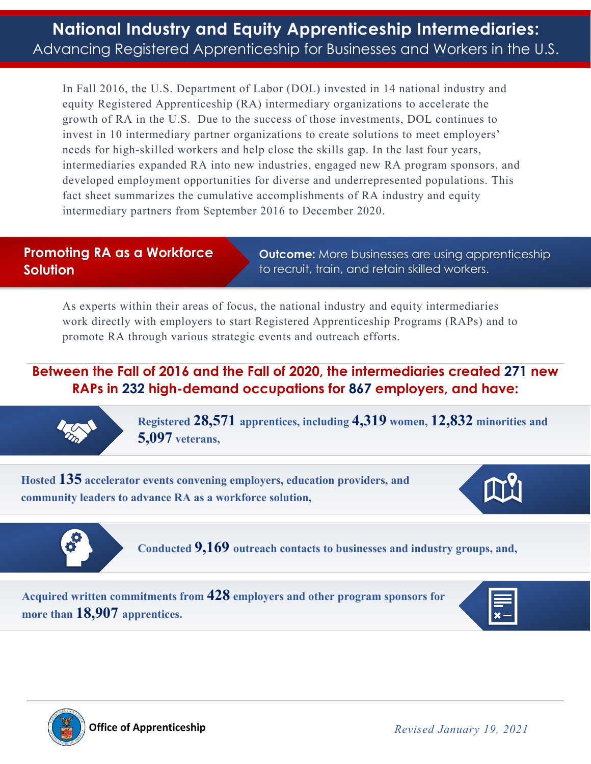# National Industry and Equity Apprenticeship Intermediaries:

## Advancing Registered Apprenticeship for Businesses and Workers in the U.S.

In Fall 2016, the U.S. Department of Labor (DOL) invested in 14 national industry and equity Registered Apprenticeship (RA) intermediary organizations to accelerate the growth of RA in the U.S. Due to the success of those investments, DOL continues to invest in 10 intermediary partner organizations to create solutions to meet employers' needs for high-skilled workers and help close the skills gap. In the last four years, intermediaries expanded RA into new industries, engaged new RA program sponsors, and developed employment opportunities for diverse and underrepresented populations. This fact sheet summarizes the cumulative accomplishments of RA industry and equity intermediary partners from September 2016 to December 2020.

## Promoting RA as a Workforce Solution

**Outcome:** More businesses are using apprenticeship to recruit, train, and retain skilled workers.

As experts within their areas of focus, the national industry and equity intermediaries work directly with employers to start Registered Apprenticeship Programs (RAPs) and to promote RA through various strategic events and outreach efforts.

**Between the Fall of 2016 and the Fall of 2020, the intermediaries created 271 new RAPs in 232 high-demand occupations for 867 employers, and have:**

- **Registered 28,571 apprentices, including 4,319 women, 12,832 minorities and 5,097 veterans,**
- **Hosted 135 accelerator events convening employers, education providers, and community leaders to advance RA as a workforce solution,**
- **Conducted 9,169 outreach contacts to businesses and industry groups, and,**
- **Acquired written commitments from 428 employers and other program sponsors for more than 18,907 apprentices.**

Office of Apprenticeship

*Revised January 19, 2021*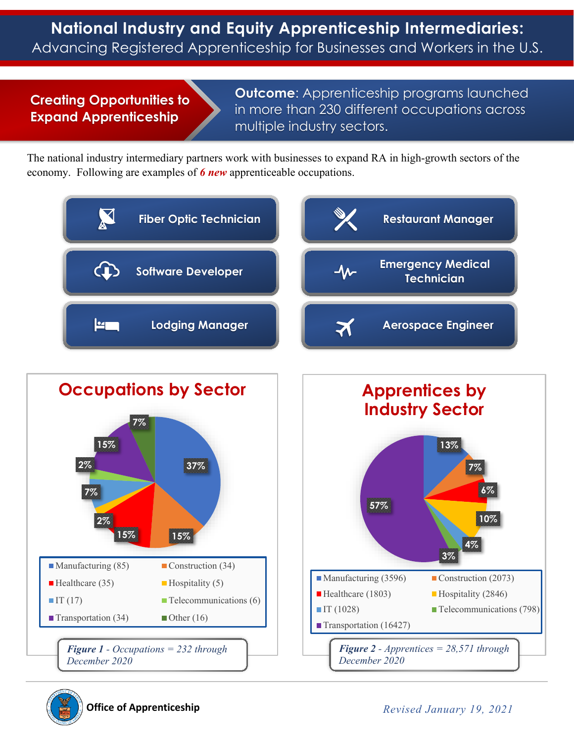# National Industry and Equity Apprenticeship Intermediaries:

## Advancing Registered Apprenticeship for Businesses and Workers in the U.S.

**Creating Opportunities to Expand Apprenticeship**

**Outcome**: Apprenticeship programs launched in more than 230 different occupations across multiple industry sectors.

The national industry intermediary partners work with businesses to expand RA in high-growth sectors of the economy. Following are examples of ***6 new*** apprenticeable occupations.

- Fiber Optic Technician
- Restaurant Manager
- Software Developer
- Emergency Medical Technician
- Lodging Manager
- Aerospace Engineer

### Occupations by Sector

| Sector | Occupations | Percent |
|---|---|---|
| Manufacturing | 85 | 37% |
| Construction | 34 | 15% |
| Healthcare | 35 | 15% |
| Hospitality | 5 | 2% |
| IT | 17 | 7% |
| Telecommunications | 6 | 2% |
| Transportation | 34 | 15% |
| Other | 16 | 7% |

*Figure 1 - Occupations = 232 through December 2020*

### Apprentices by Industry Sector

| Sector | Apprentices | Percent |
|---|---|---|
| Manufacturing | 3596 | 13% |
| Construction | 2073 | 7% |
| Healthcare | 1803 | 6% |
| Hospitality | 2846 | 10% |
| IT | 1028 | 4% |
| Telecommunications | 798 | 3% |
| Transportation | 16427 | 57% |

*Figure 2 - Apprentices = 28,571 through December 2020*

**Office of Apprenticeship**

*Revised January 19, 2021*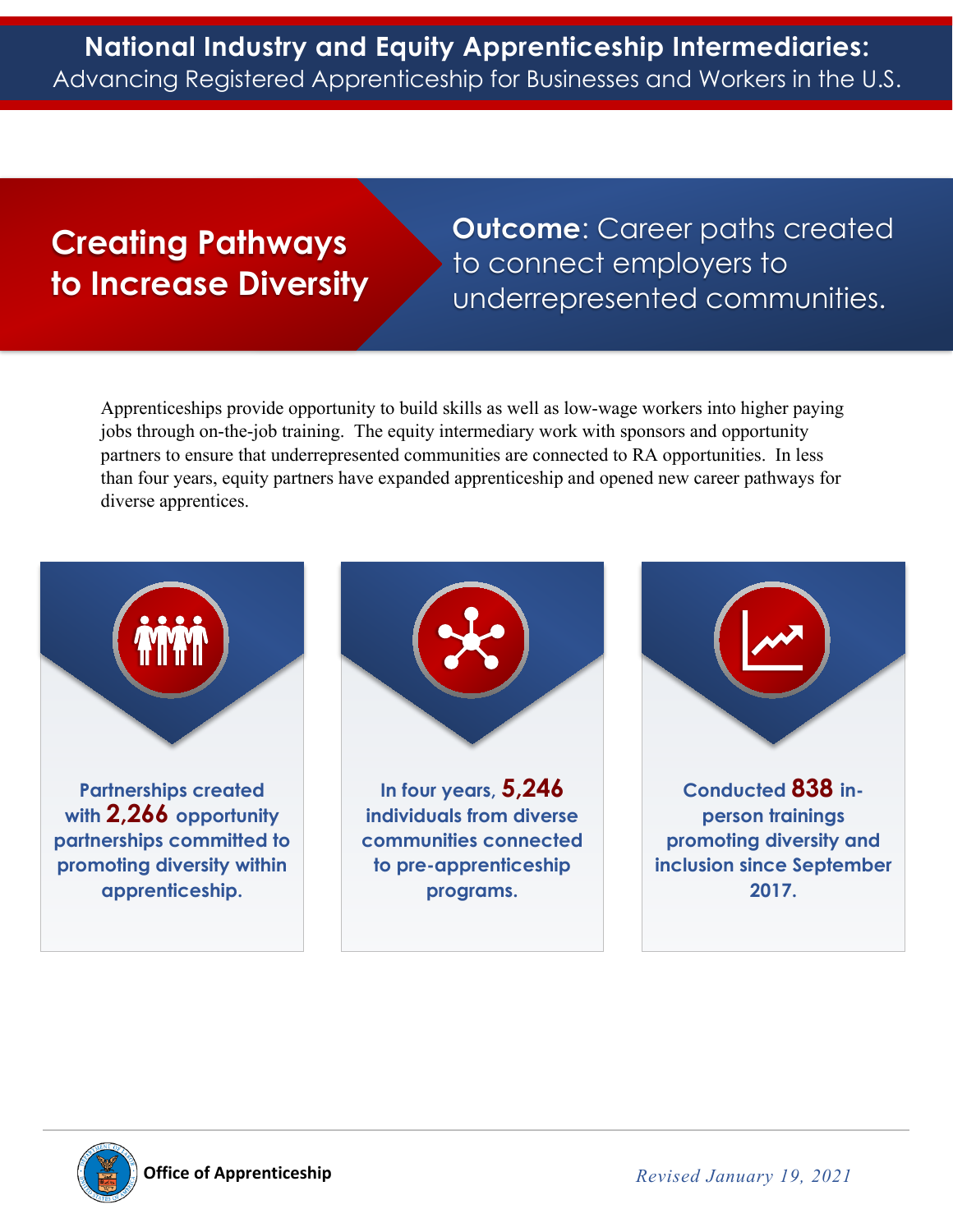# National Industry and Equity Apprenticeship Intermediaries:

Advancing Registered Apprenticeship for Businesses and Workers in the U.S.

## Creating Pathways to Increase Diversity

**Outcome**: Career paths created to connect employers to underrepresented communities.

Apprenticeships provide opportunity to build skills as well as low-wage workers into higher paying jobs through on-the-job training. The equity intermediary work with sponsors and opportunity partners to ensure that underrepresented communities are connected to RA opportunities. In less than four years, equity partners have expanded apprenticeship and opened new career pathways for diverse apprentices.

**Partnerships created with 2,266 opportunity partnerships committed to promoting diversity within apprenticeship.**

**In four years, 5,246 individuals from diverse communities connected to pre-apprenticeship programs.**

**Conducted 838 in-person trainings promoting diversity and inclusion since September 2017.**

**Office of Apprenticeship**

*Revised January 19, 2021*